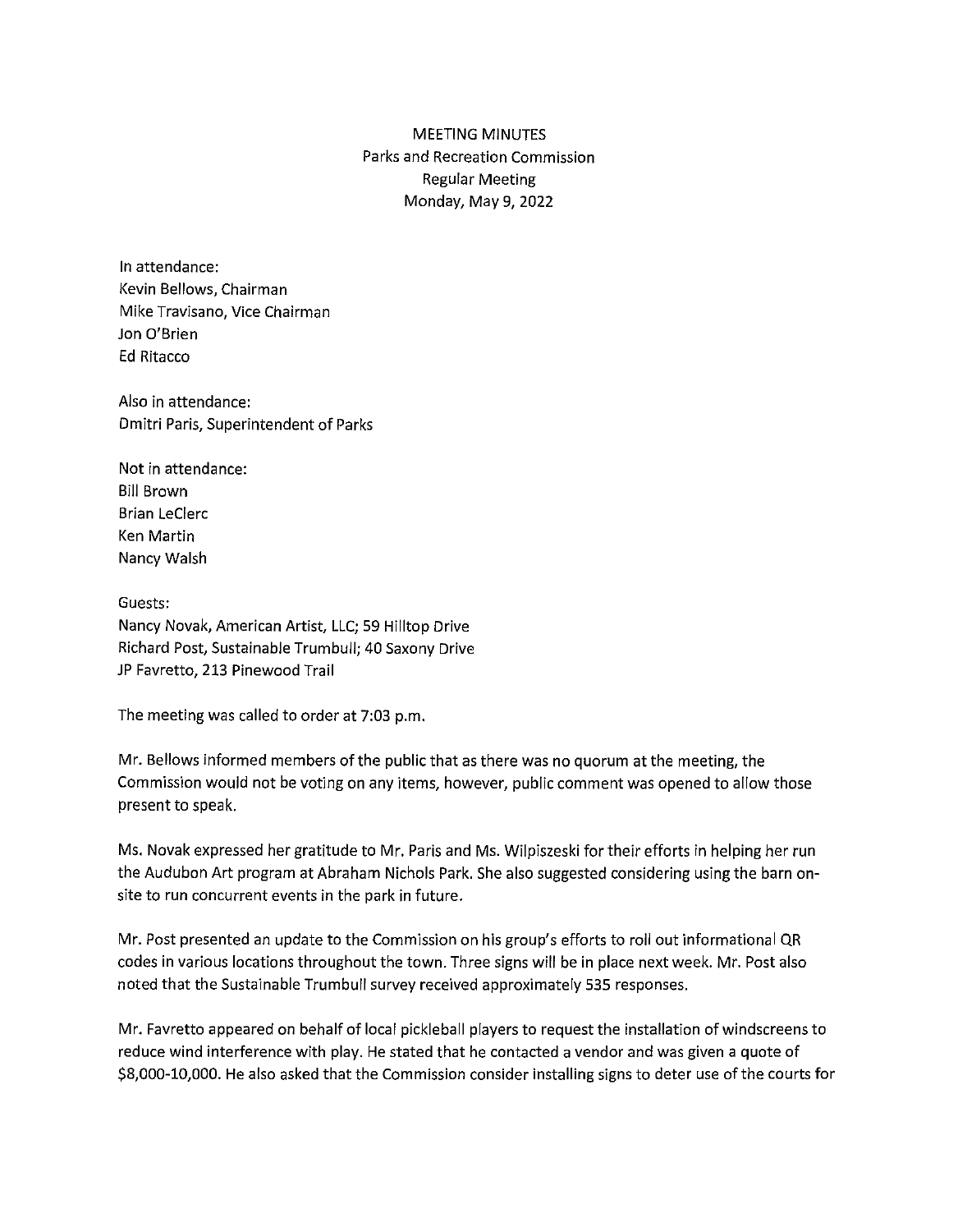# MEETING MINUTES
## Parks and Recreation Commission
### Regular Meeting
### Monday, May 9, 2022

In attendance:
Kevin Bellows, Chairman
Mike Travisano, Vice Chairman
Jon O'Brien
Ed Ritacco

Also in attendance:
Dmitri Paris, Superintendent of Parks

Not in attendance:
Bill Brown
Brian LeClerc
Ken Martin
Nancy Walsh

Guests:
Nancy Novak, American Artist, LLC; 59 Hilltop Drive
Richard Post, Sustainable Trumbull; 40 Saxony Drive
JP Favretto, 213 Pinewood Trail

The meeting was called to order at 7:03 p.m.

Mr. Bellows informed members of the public that as there was no quorum at the meeting, the Commission would not be voting on any items, however, public comment was opened to allow those present to speak.

Ms. Novak expressed her gratitude to Mr. Paris and Ms. Wilpiszeski for their efforts in helping her run the Audubon Art program at Abraham Nichols Park. She also suggested considering using the barn on-site to run concurrent events in the park in future.

Mr. Post presented an update to the Commission on his group's efforts to roll out informational QR codes in various locations throughout the town. Three signs will be in place next week. Mr. Post also noted that the Sustainable Trumbull survey received approximately 535 responses.

Mr. Favretto appeared on behalf of local pickleball players to request the installation of windscreens to reduce wind interference with play. He stated that he contacted a vendor and was given a quote of $8,000-10,000. He also asked that the Commission consider installing signs to deter use of the courts for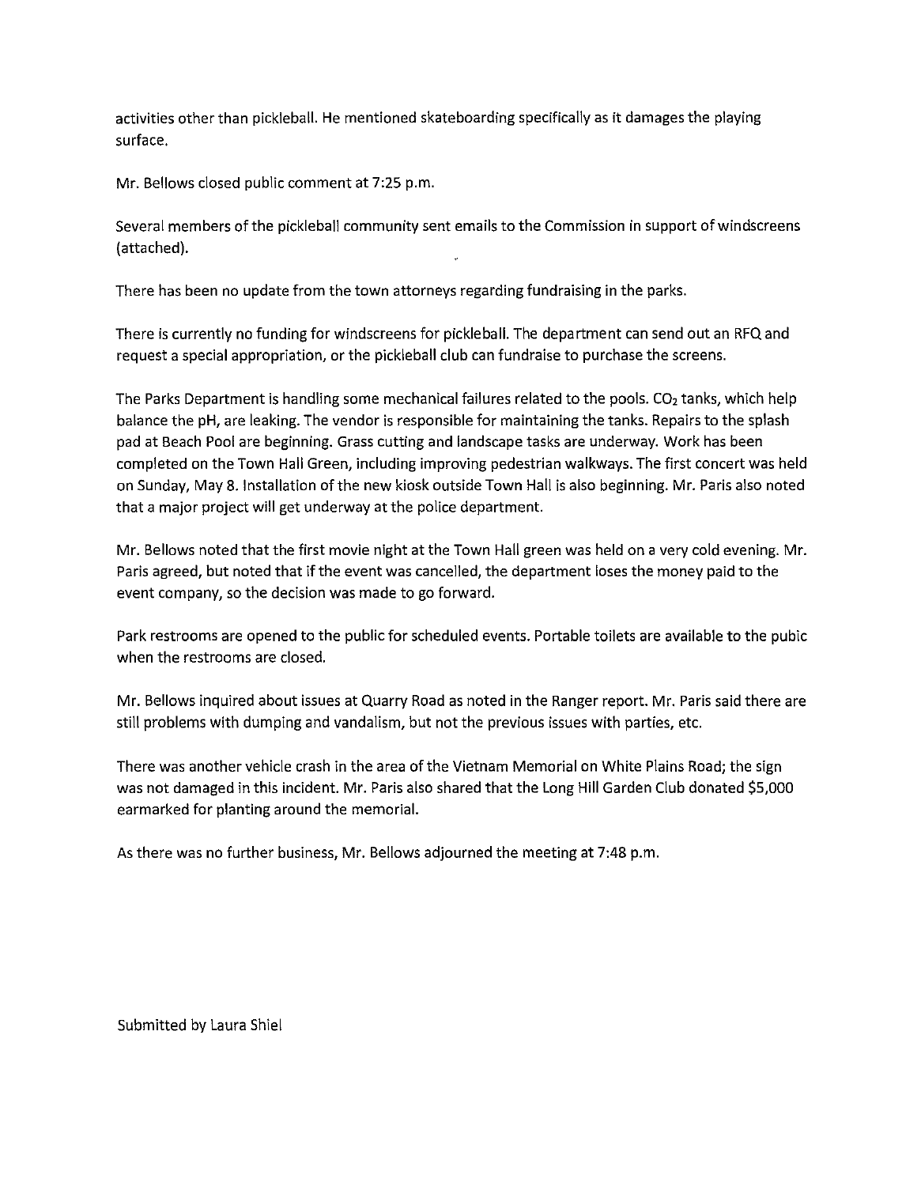activities other than pickleball. He mentioned skateboarding specifically as it damages the playing surface.

Mr. Bellows closed public comment at 7:25 p.m.

Several members of the pickleball community sent emails to the Commission in support of windscreens (attached).

There has been no update from the town attorneys regarding fundraising in the parks.

There is currently no funding for windscreens for pickleball. The department can send out an RFQ and request a special appropriation, or the pickleball club can fundraise to purchase the screens.

The Parks Department is handling some mechanical failures related to the pools. $CO_2$ tanks, which help balance the pH, are leaking. The vendor is responsible for maintaining the tanks. Repairs to the splash pad at Beach Pool are beginning. Grass cutting and landscape tasks are underway. Work has been completed on the Town Hall Green, including improving pedestrian walkways. The first concert was held on Sunday, May 8. Installation of the new kiosk outside Town Hall is also beginning. Mr. Paris also noted that a major project will get underway at the police department.

Mr. Bellows noted that the first movie night at the Town Hall green was held on a very cold evening. Mr. Paris agreed, but noted that if the event was cancelled, the department loses the money paid to the event company, so the decision was made to go forward.

Park restrooms are opened to the public for scheduled events. Portable toilets are available to the pubic when the restrooms are closed.

Mr. Bellows inquired about issues at Quarry Road as noted in the Ranger report. Mr. Paris said there are still problems with dumping and vandalism, but not the previous issues with parties, etc.

There was another vehicle crash in the area of the Vietnam Memorial on White Plains Road; the sign was not damaged in this incident. Mr. Paris also shared that the Long Hill Garden Club donated $5,000 earmarked for planting around the memorial.

As there was no further business, Mr. Bellows adjourned the meeting at 7:48 p.m.

Submitted by Laura Shiel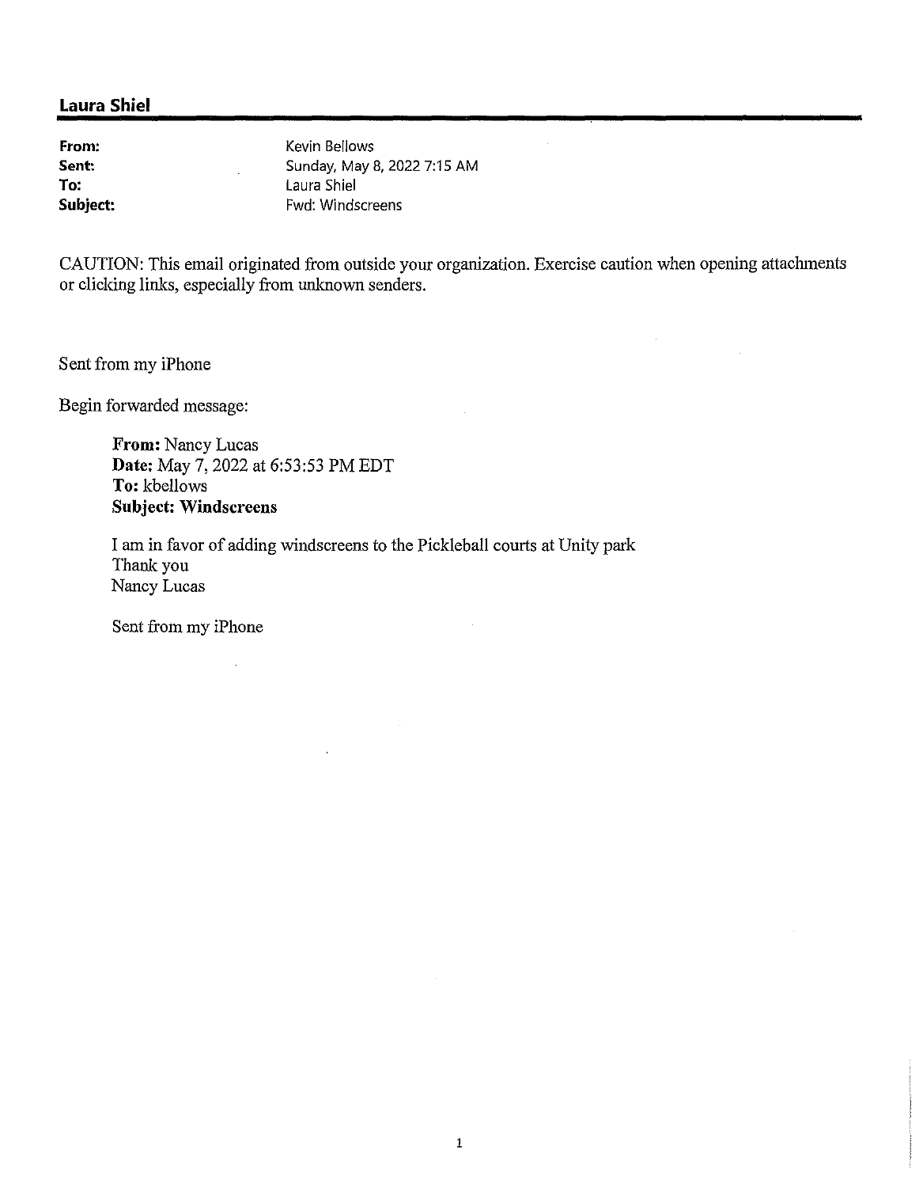**Laura Shiel**

**From:** Kevin Bellows
**Sent:** Sunday, May 8, 2022 7:15 AM
**To:** Laura Shiel
**Subject:** Fwd: Windscreens

CAUTION: This email originated from outside your organization. Exercise caution when opening attachments or clicking links, especially from unknown senders.

Sent from my iPhone

Begin forwarded message:

> **From:** Nancy Lucas
> **Date:** May 7, 2022 at 6:53:53 PM EDT
> **To:** kbellows
> **Subject: Windscreens**
>
> I am in favor of adding windscreens to the Pickleball courts at Unity park
> Thank you
> Nancy Lucas
>
> Sent from my iPhone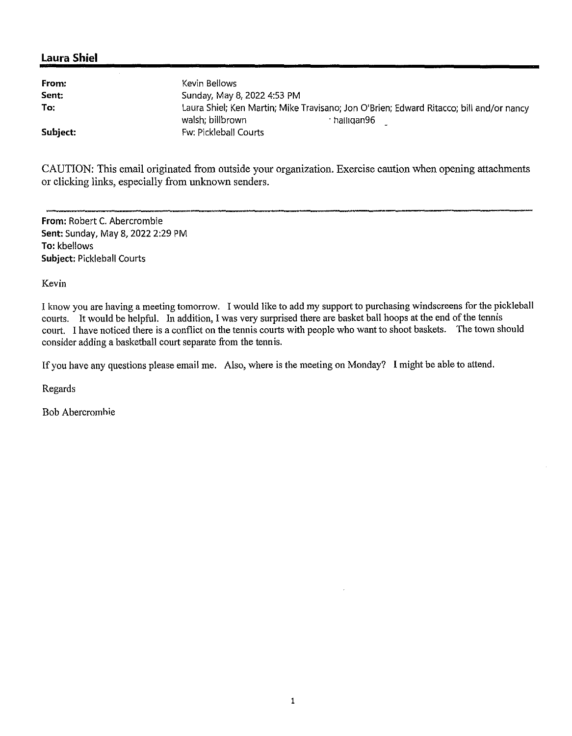## Laura Shiel

| | |
|---|---|
| **From:** | Kevin Bellows |
| **Sent:** | Sunday, May 8, 2022 4:53 PM |
| **To:** | Laura Shiel; Ken Martin; Mike Travisano; Jon O'Brien; Edward Ritacco; bill and/or nancy walsh; billbrown · halligan96 |
| **Subject:** | Fw: Pickleball Courts |

CAUTION: This email originated from outside your organization. Exercise caution when opening attachments or clicking links, especially from unknown senders.

---

**From:** Robert C. Abercrombie
**Sent:** Sunday, May 8, 2022 2:29 PM
**To:** kbellows
**Subject:** Pickleball Courts

Kevin

I know you are having a meeting tomorrow. I would like to add my support to purchasing windscreens for the pickleball courts. It would be helpful. In addition, I was very surprised there are basket ball hoops at the end of the tennis court. I have noticed there is a conflict on the tennis courts with people who want to shoot baskets. The town should consider adding a basketball court separate from the tennis.

If you have any questions please email me. Also, where is the meeting on Monday? I might be able to attend.

Regards

Bob Abercrombie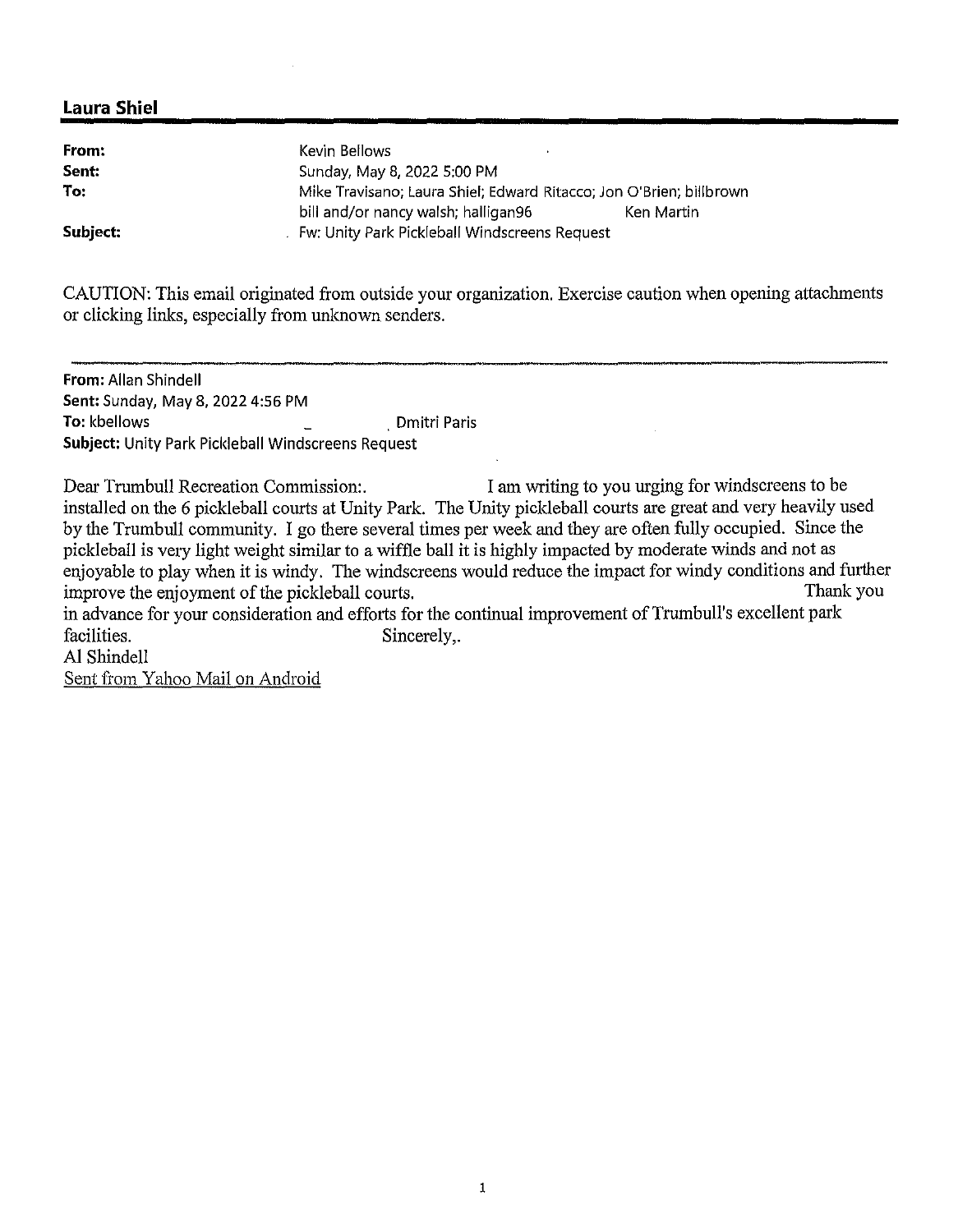**Laura Shiel**

| | |
|---|---|
| **From:** | Kevin Bellows |
| **Sent:** | Sunday, May 8, 2022 5:00 PM |
| **To:** | Mike Travisano; Laura Shiel; Edward Ritacco; Jon O'Brien; billbrown bill and/or nancy walsh; halligan96 Ken Martin |
| **Subject:** | Fw: Unity Park Pickleball Windscreens Request |

CAUTION: This email originated from outside your organization. Exercise caution when opening attachments or clicking links, especially from unknown senders.

---

**From:** Allan Shindell
**Sent:** Sunday, May 8, 2022 4:56 PM
**To:** kbellows _ Dmitri Paris
**Subject:** Unity Park Pickleball Windscreens Request

Dear Trumbull Recreation Commission:. I am writing to you urging for windscreens to be installed on the 6 pickleball courts at Unity Park. The Unity pickleball courts are great and very heavily used by the Trumbull community. I go there several times per week and they are often fully occupied. Since the pickleball is very light weight similar to a wiffle ball it is highly impacted by moderate winds and not as enjoyable to play when it is windy. The windscreens would reduce the impact for windy conditions and further improve the enjoyment of the pickleball courts. Thank you in advance for your consideration and efforts for the continual improvement of Trumbull's excellent park facilities. Sincerely,.

Al Shindell

Sent from Yahoo Mail on Android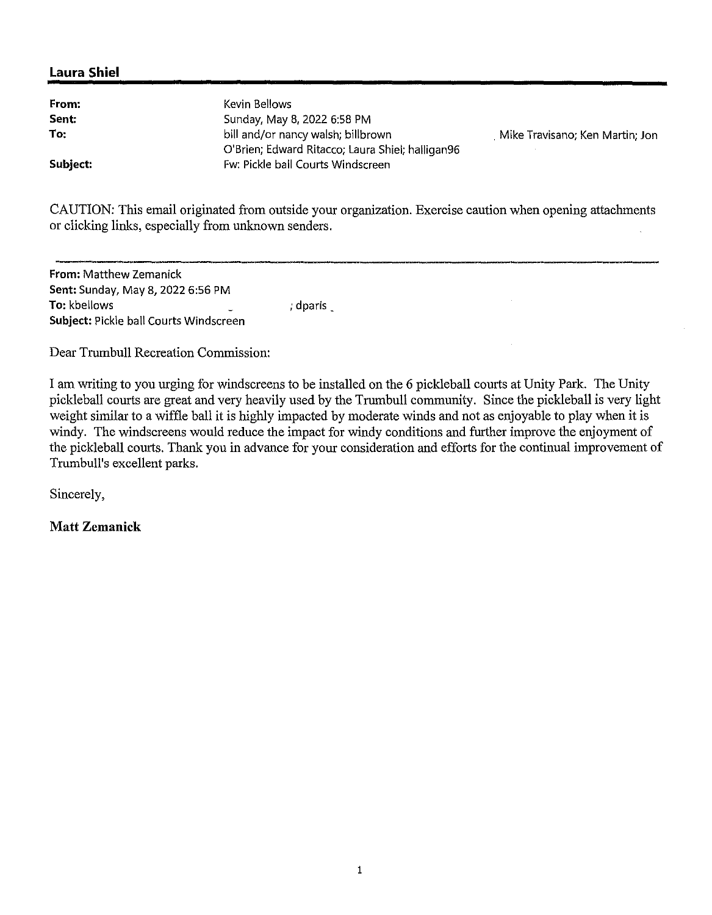**Laura Shiel**

| | |
|---|---|
| **From:** | Kevin Bellows |
| **Sent:** | Sunday, May 8, 2022 6:58 PM |
| **To:** | bill and/or nancy walsh; billbrown , Mike Travisano; Ken Martin; Jon O'Brien; Edward Ritacco; Laura Shiel; halligan96 |
| **Subject:** | Fw: Pickle ball Courts Windscreen |

CAUTION: This email originated from outside your organization. Exercise caution when opening attachments or clicking links, especially from unknown senders.

---

**From:** Matthew Zemanick
**Sent:** Sunday, May 8, 2022 6:56 PM
**To:** kbellows ; dparis
**Subject:** Pickle ball Courts Windscreen

Dear Trumbull Recreation Commission:

I am writing to you urging for windscreens to be installed on the 6 pickleball courts at Unity Park. The Unity pickleball courts are great and very heavily used by the Trumbull community. Since the pickleball is very light weight similar to a wiffle ball it is highly impacted by moderate winds and not as enjoyable to play when it is windy. The windscreens would reduce the impact for windy conditions and further improve the enjoyment of the pickleball courts. Thank you in advance for your consideration and efforts for the continual improvement of Trumbull's excellent parks.

Sincerely,

**Matt Zemanick**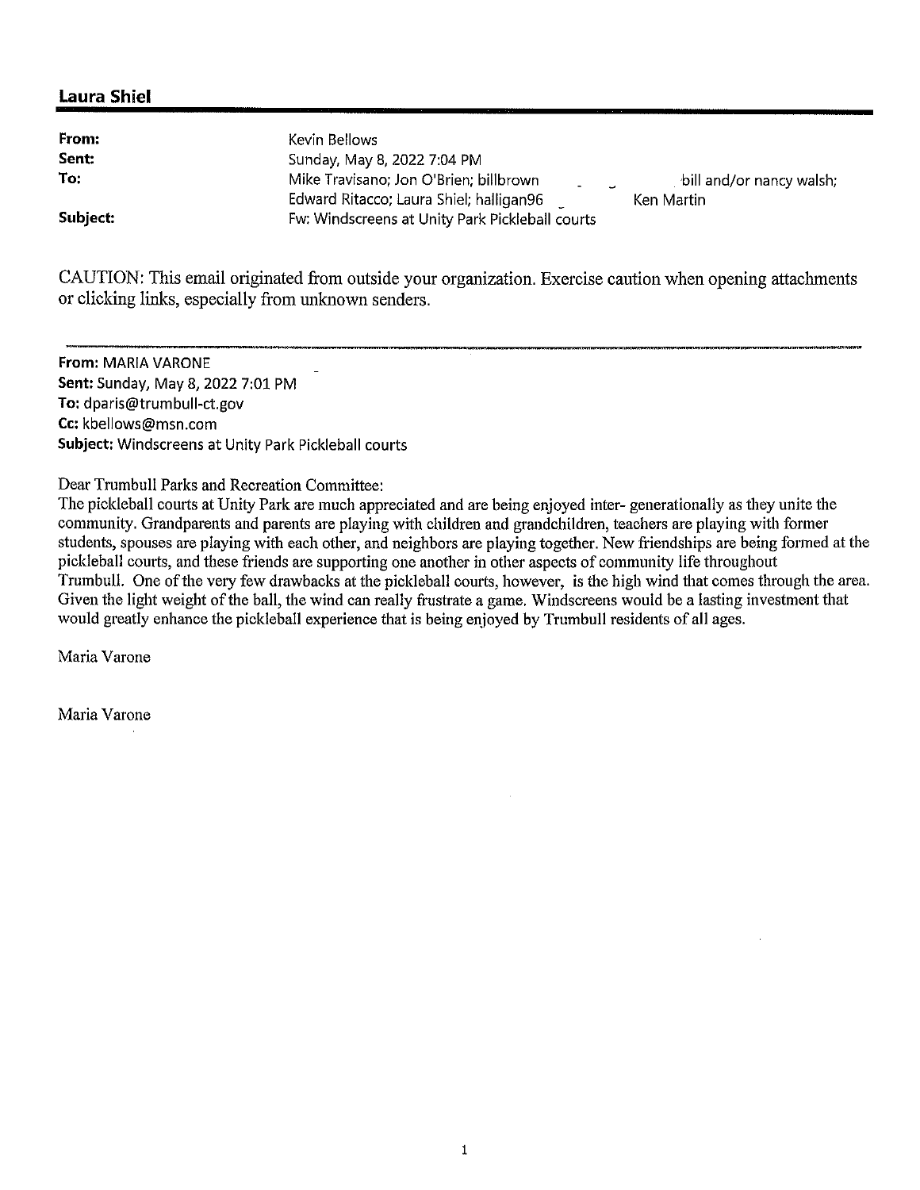**Laura Shiel**

---

| | |
|---|---|
| **From:** | Kevin Bellows |
| **Sent:** | Sunday, May 8, 2022 7:04 PM |
| **To:** | Mike Travisano; Jon O'Brien; billbrown bill and/or nancy walsh; Edward Ritacco; Laura Shiel; halligan96 Ken Martin |
| **Subject:** | Fw: Windscreens at Unity Park Pickleball courts |

CAUTION: This email originated from outside your organization. Exercise caution when opening attachments or clicking links, especially from unknown senders.

---

**From:** MARIA VARONE
**Sent:** Sunday, May 8, 2022 7:01 PM
**To:** dparis@trumbull-ct.gov
**Cc:** kbellows@msn.com
**Subject:** Windscreens at Unity Park Pickleball courts

Dear Trumbull Parks and Recreation Committee:
The pickleball courts at Unity Park are much appreciated and are being enjoyed inter- generationally as they unite the community. Grandparents and parents are playing with children and grandchildren, teachers are playing with former students, spouses are playing with each other, and neighbors are playing together. New friendships are being formed at the pickleball courts, and these friends are supporting one another in other aspects of community life throughout Trumbull. One of the very few drawbacks at the pickleball courts, however, is the high wind that comes through the area. Given the light weight of the ball, the wind can really frustrate a game. Windscreens would be a lasting investment that would greatly enhance the pickleball experience that is being enjoyed by Trumbull residents of all ages.

Maria Varone

Maria Varone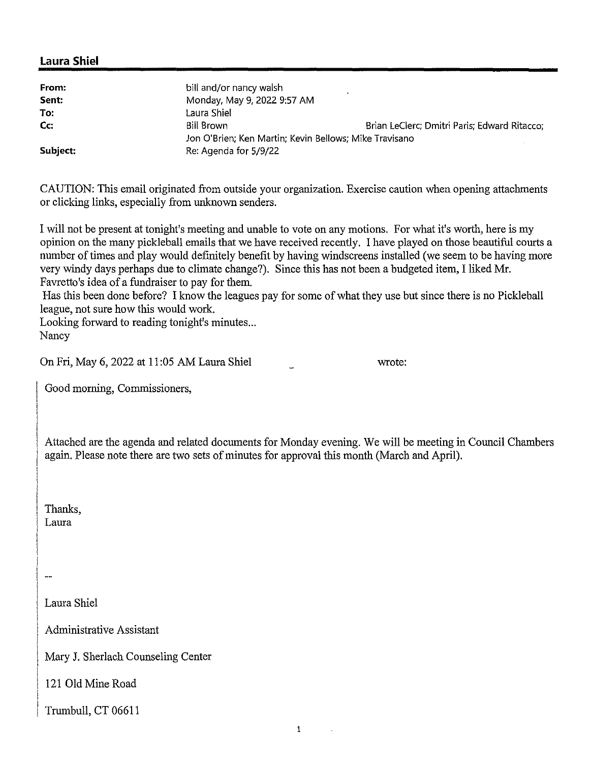## Laura Shiel

| | |
|---|---|
| **From:** | bill and/or nancy walsh |
| **Sent:** | Monday, May 9, 2022 9:57 AM |
| **To:** | Laura Shiel |
| **Cc:** | Bill Brown; Brian LeClerc; Dmitri Paris; Edward Ritacco; Jon O'Brien; Ken Martin; Kevin Bellows; Mike Travisano |
| **Subject:** | Re: Agenda for 5/9/22 |

CAUTION: This email originated from outside your organization. Exercise caution when opening attachments or clicking links, especially from unknown senders.

I will not be present at tonight's meeting and unable to vote on any motions. For what it's worth, here is my opinion on the many pickleball emails that we have received recently. I have played on those beautiful courts a number of times and play would definitely benefit by having windscreens installed (we seem to be having more very windy days perhaps due to climate change?). Since this has not been a budgeted item, I liked Mr. Favretto's idea of a fundraiser to pay for them.

Has this been done before? I know the leagues pay for some of what they use but since there is no Pickleball league, not sure how this would work.

Looking forward to reading tonight's minutes...

Nancy

On Fri, May 6, 2022 at 11:05 AM Laura Shiel wrote:

> Good morning, Commissioners,
>
> Attached are the agenda and related documents for Monday evening. We will be meeting in Council Chambers again. Please note there are two sets of minutes for approval this month (March and April).
>
> Thanks,
> Laura
>
> --
>
> Laura Shiel
>
> Administrative Assistant
>
> Mary J. Sherlach Counseling Center
>
> 121 Old Mine Road
>
> Trumbull, CT 06611